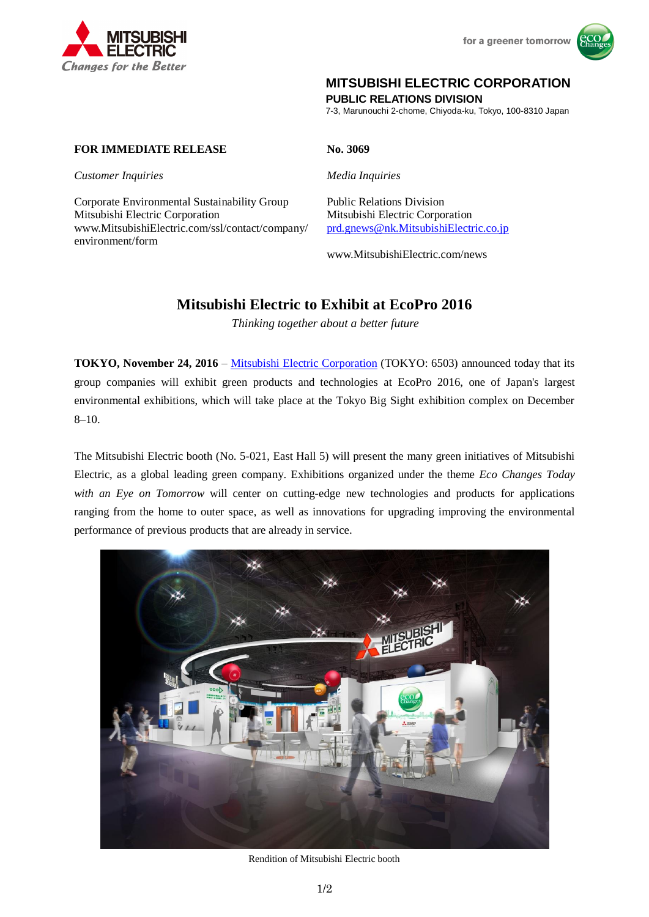MITSUBISHI ELECTRIC
*Changes for the Better*

for a greener tomorrow

**MITSUBISHI ELECTRIC CORPORATION**
**PUBLIC RELATIONS DIVISION**
7-3, Marunouchi 2-chome, Chiyoda-ku, Tokyo, 100-8310 Japan

**FOR IMMEDIATE RELEASE**

**No. 3069**

*Customer Inquiries*

Corporate Environmental Sustainability Group
Mitsubishi Electric Corporation
www.MitsubishiElectric.com/ssl/contact/company/environment/form

*Media Inquiries*

Public Relations Division
Mitsubishi Electric Corporation
prd.gnews@nk.MitsubishiElectric.co.jp

www.MitsubishiElectric.com/news

# Mitsubishi Electric to Exhibit at EcoPro 2016

*Thinking together about a better future*

**TOKYO, November 24, 2016** – Mitsubishi Electric Corporation (TOKYO: 6503) announced today that its group companies will exhibit green products and technologies at EcoPro 2016, one of Japan's largest environmental exhibitions, which will take place at the Tokyo Big Sight exhibition complex on December 8–10.

The Mitsubishi Electric booth (No. 5-021, East Hall 5) will present the many green initiatives of Mitsubishi Electric, as a global leading green company. Exhibitions organized under the theme *Eco Changes Today with an Eye on Tomorrow* will center on cutting-edge new technologies and products for applications ranging from the home to outer space, as well as innovations for upgrading improving the environmental performance of previous products that are already in service.

Rendition of Mitsubishi Electric booth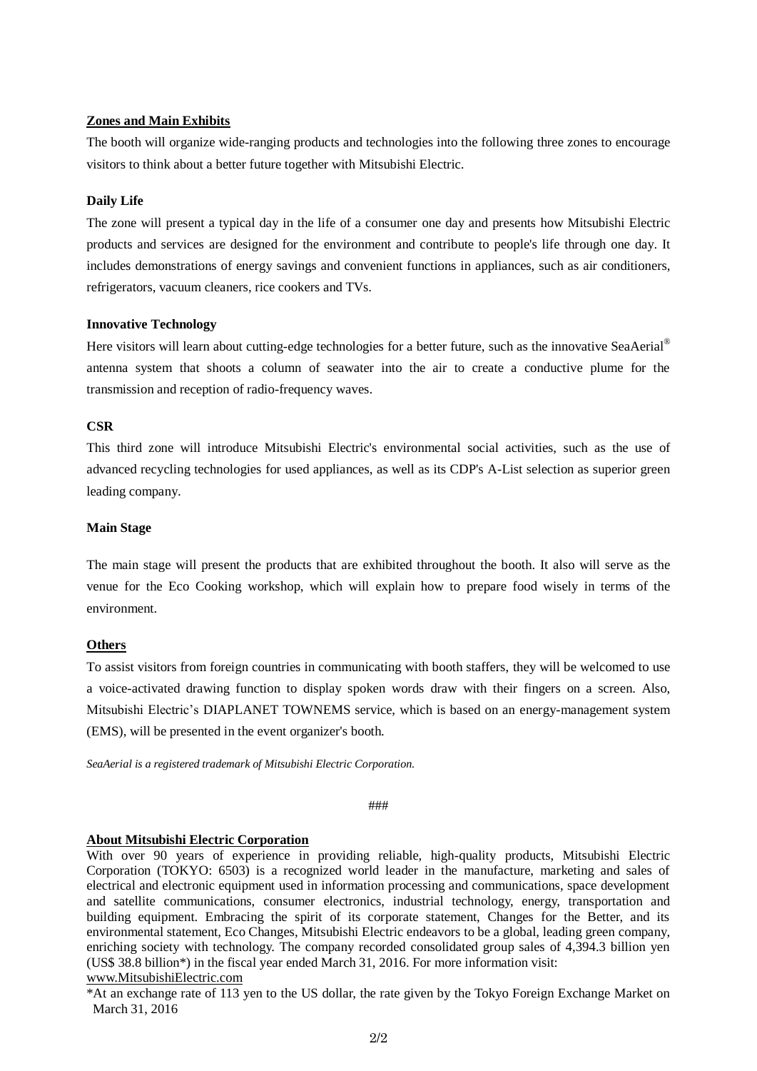**Zones and Main Exhibits**

The booth will organize wide-ranging products and technologies into the following three zones to encourage visitors to think about a better future together with Mitsubishi Electric.

**Daily Life**

The zone will present a typical day in the life of a consumer one day and presents how Mitsubishi Electric products and services are designed for the environment and contribute to people's life through one day. It includes demonstrations of energy savings and convenient functions in appliances, such as air conditioners, refrigerators, vacuum cleaners, rice cookers and TVs.

**Innovative Technology**

Here visitors will learn about cutting-edge technologies for a better future, such as the innovative SeaAerial® antenna system that shoots a column of seawater into the air to create a conductive plume for the transmission and reception of radio-frequency waves.

**CSR**

This third zone will introduce Mitsubishi Electric's environmental social activities, such as the use of advanced recycling technologies for used appliances, as well as its CDP's A-List selection as superior green leading company.

**Main Stage**

The main stage will present the products that are exhibited throughout the booth. It also will serve as the venue for the Eco Cooking workshop, which will explain how to prepare food wisely in terms of the environment.

**Others**

To assist visitors from foreign countries in communicating with booth staffers, they will be welcomed to use a voice-activated drawing function to display spoken words draw with their fingers on a screen. Also, Mitsubishi Electric's DIAPLANET TOWNEMS service, which is based on an energy-management system (EMS), will be presented in the event organizer's booth.

*SeaAerial is a registered trademark of Mitsubishi Electric Corporation.*

###

**About Mitsubishi Electric Corporation**

With over 90 years of experience in providing reliable, high-quality products, Mitsubishi Electric Corporation (TOKYO: 6503) is a recognized world leader in the manufacture, marketing and sales of electrical and electronic equipment used in information processing and communications, space development and satellite communications, consumer electronics, industrial technology, energy, transportation and building equipment. Embracing the spirit of its corporate statement, Changes for the Better, and its environmental statement, Eco Changes, Mitsubishi Electric endeavors to be a global, leading green company, enriching society with technology. The company recorded consolidated group sales of 4,394.3 billion yen (US$ 38.8 billion*) in the fiscal year ended March 31, 2016. For more information visit: www.MitsubishiElectric.com

*At an exchange rate of 113 yen to the US dollar, the rate given by the Tokyo Foreign Exchange Market on March 31, 2016